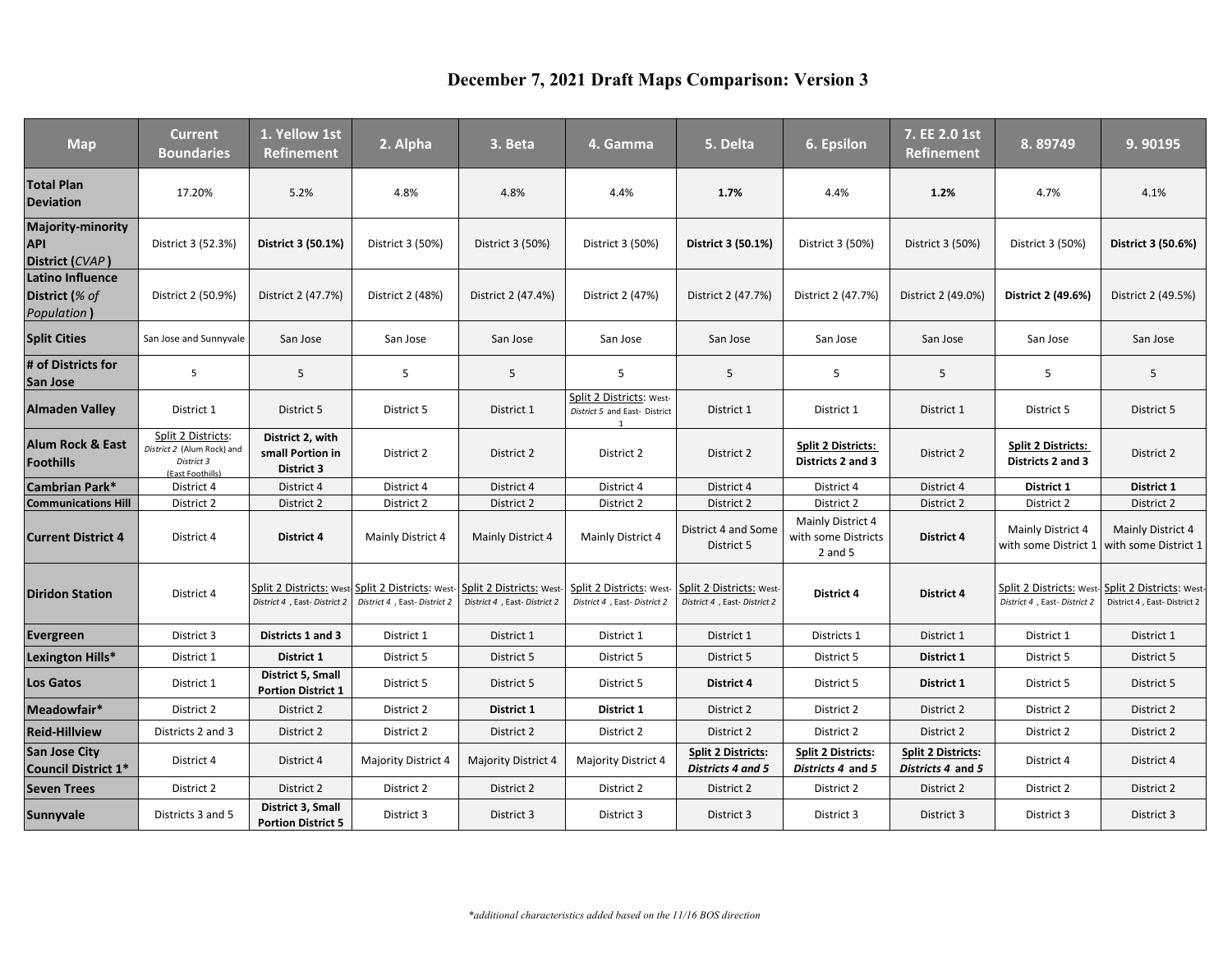# December 7, 2021 Draft Maps Comparison: Version 3

| Map | Current Boundaries | 1. Yellow 1st Refinement | 2. Alpha | 3. Beta | 4. Gamma | 5. Delta | 6. Epsilon | 7. EE 2.0 1st Refinement | 8. 89749 | 9. 90195 |
|---|---|---|---|---|---|---|---|---|---|---|
| **Total Plan Deviation** | 17.20% | 5.2% | 4.8% | 4.8% | 4.4% | **1.7%** | 4.4% | **1.2%** | 4.7% | 4.1% |
| **Majority-minority API District (*CVAP*)** | District 3 (52.3%) | **District 3 (50.1%)** | District 3 (50%) | District 3 (50%) | District 3 (50%) | **District 3 (50.1%)** | District 3 (50%) | District 3 (50%) | District 3 (50%) | **District 3 (50.6%)** |
| **Latino Influence District (*% of Population*)** | District 2 (50.9%) | District 2 (47.7%) | District 2 (48%) | District 2 (47.4%) | District 2 (47%) | District 2 (47.7%) | District 2 (47.7%) | District 2 (49.0%) | **District 2 (49.6%)** | District 2 (49.5%) |
| **Split Cities** | San Jose and Sunnyvale | San Jose | San Jose | San Jose | San Jose | San Jose | San Jose | San Jose | San Jose | San Jose |
| **# of Districts for San Jose** | 5 | 5 | 5 | 5 | 5 | 5 | 5 | 5 | 5 | 5 |
| **Almaden Valley** | District 1 | District 5 | District 5 | District 1 | Split 2 Districts: West- *District 5* and East- *District 1* | District 1 | District 1 | District 1 | District 5 | District 5 |
| **Alum Rock & East Foothills** | Split 2 Districts: *District 2* (Alum Rock) and *District 3* (East Foothills) | **District 2, with small Portion in District 3** | District 2 | District 2 | District 2 | District 2 | **Split 2 Districts: Districts 2 and 3** | District 2 | **Split 2 Districts: Districts 2 and 3** | District 2 |
| **Cambrian Park*** | District 4 | District 4 | District 4 | District 4 | District 4 | District 4 | District 4 | District 4 | **District 1** | **District 1** |
| **Communications Hill** | District 2 | District 2 | District 2 | District 2 | District 2 | District 2 | District 2 | District 2 | District 2 | District 2 |
| **Current District 4** | District 4 | **District 4** | Mainly District 4 | Mainly District 4 | Mainly District 4 | District 4 and Some District 5 | Mainly District 4 with some Districts 2 and 5 | **District 4** | Mainly District 4 with some District 1 | Mainly District 4 with some District 1 |
| **Diridon Station** | District 4 | Split 2 Districts: West- *District 4* , East- *District 2* | Split 2 Districts: West- *District 4* , East- *District 2* | Split 2 Districts: West- *District 4* , East- *District 2* | Split 2 Districts: West- *District 4* , East- *District 2* | Split 2 Districts: West- *District 4* , East- *District 2* | **District 4** | **District 4** | Split 2 Districts: West- *District 4* , East- *District 2* | Split 2 Districts: West- *District 4* , East- *District 2* |
| **Evergreen** | District 3 | **Districts 1 and 3** | District 1 | District 1 | District 1 | District 1 | Districts 1 | District 1 | District 1 | District 1 |
| **Lexington Hills*** | District 1 | **District 1** | District 5 | District 5 | District 5 | District 5 | District 5 | **District 1** | District 5 | District 5 |
| **Los Gatos** | District 1 | **District 5, Small Portion District 1** | District 5 | District 5 | District 5 | **District 4** | District 5 | **District 1** | District 5 | District 5 |
| **Meadowfair*** | District 2 | District 2 | District 2 | **District 1** | **District 1** | District 2 | District 2 | District 2 | District 2 | District 2 |
| **Reid-Hillview** | Districts 2 and 3 | District 2 | District 2 | District 2 | District 2 | District 2 | District 2 | District 2 | District 2 | District 2 |
| **San Jose City Council District 1*** | District 4 | District 4 | Majority District 4 | Majority District 4 | Majority District 4 | **Split 2 Districts: *Districts 4 and 5*** | **Split 2 Districts: *Districts 4 and 5*** | **Split 2 Districts: *Districts 4 and 5*** | District 4 | District 4 |
| **Seven Trees** | District 2 | District 2 | District 2 | District 2 | District 2 | District 2 | District 2 | District 2 | District 2 | District 2 |
| **Sunnyvale** | Districts 3 and 5 | **District 3, Small Portion District 5** | District 3 | District 3 | District 3 | District 3 | District 3 | District 3 | District 3 | District 3 |

*\*additional characteristics added based on the 11/16 BOS direction*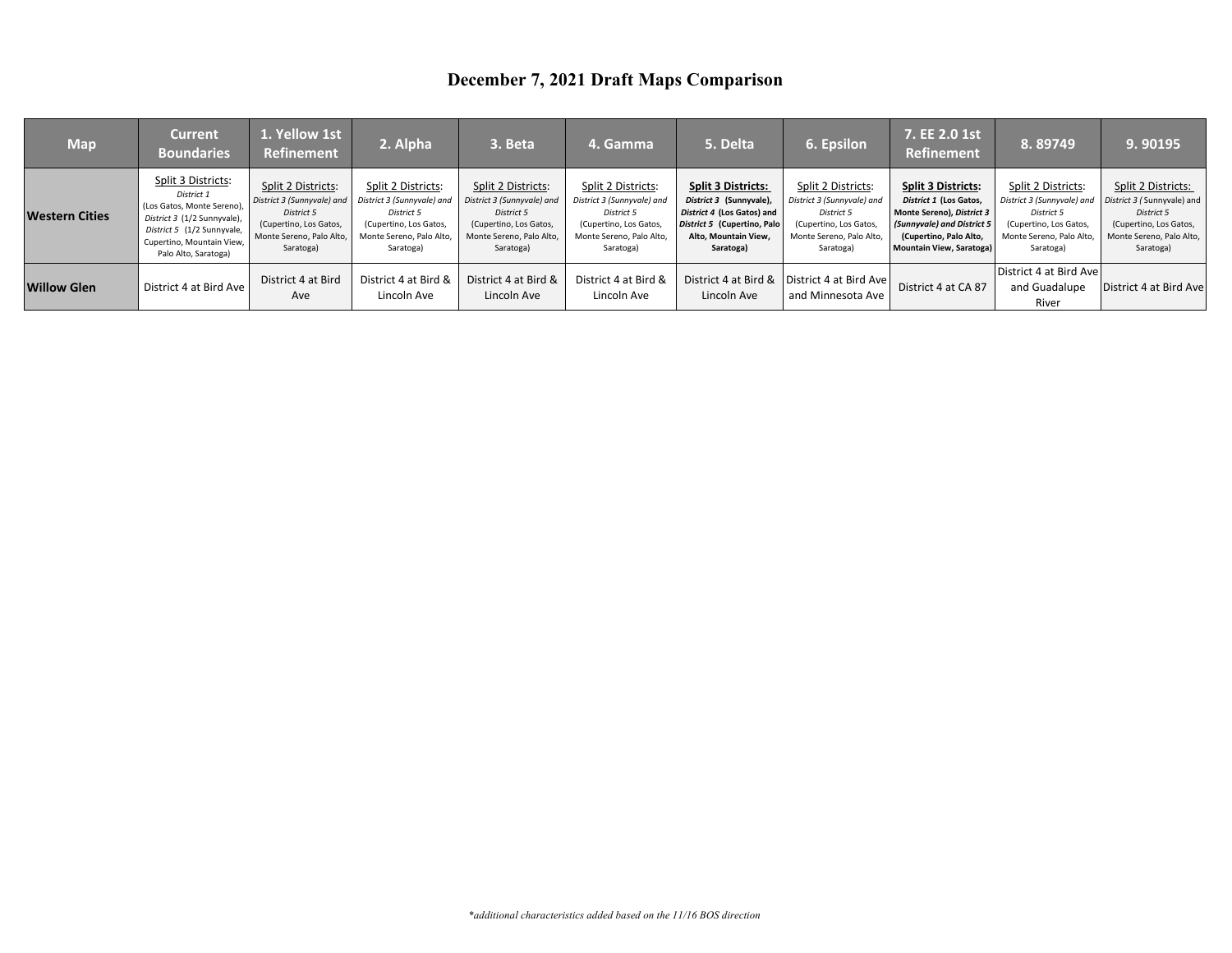# December 7, 2021 Draft Maps Comparison

| Map | Current Boundaries | 1. Yellow 1st Refinement | 2. Alpha | 3. Beta | 4. Gamma | 5. Delta | 6. Epsilon | 7. EE 2.0 1st Refinement | 8. 89749 | 9. 90195 |
|---|---|---|---|---|---|---|---|---|---|---|
| **Western Cities** | Split 3 Districts: *District 1* (Los Gatos, Monte Sereno), *District 3* (1/2 Sunnyvale), *District 5* (1/2 Sunnyvale, Cupertino, Mountain View, Palo Alto, Saratoga) | Split 2 Districts: *District 3 (Sunnyvale) and District 5* (Cupertino, Los Gatos, Monte Sereno, Palo Alto, Saratoga) | Split 2 Districts: *District 3 (Sunnyvale) and District 5* (Cupertino, Los Gatos, Monte Sereno, Palo Alto, Saratoga) | Split 2 Districts: *District 3 (Sunnyvale) and District 5* (Cupertino, Los Gatos, Monte Sereno, Palo Alto, Saratoga) | Split 2 Districts: *District 3 (Sunnyvale) and District 5* (Cupertino, Los Gatos, Monte Sereno, Palo Alto, Saratoga) | **Split 3 Districts:** ***District 3* (Sunnyvale), *District 4* (Los Gatos) and *District 5* (Cupertino, Palo Alto, Mountain View, Saratoga)** | Split 2 Districts: *District 3 (Sunnyvale) and District 5* (Cupertino, Los Gatos, Monte Sereno, Palo Alto, Saratoga) | **Split 3 Districts:** ***District 1* (Los Gatos, Monte Sereno), *District 3 (Sunnyvale) and District 5* (Cupertino, Palo Alto, Mountain View, Saratoga)** | Split 2 Districts: *District 3 (Sunnyvale) and District 5* (Cupertino, Los Gatos, Monte Sereno, Palo Alto, Saratoga) | Split 2 Districts: *District 3 (* Sunnyvale) and *District 5* (Cupertino, Los Gatos, Monte Sereno, Palo Alto, Saratoga) |
| **Willow Glen** | District 4 at Bird Ave | District 4 at Bird Ave | District 4 at Bird & Lincoln Ave | District 4 at Bird & Lincoln Ave | District 4 at Bird & Lincoln Ave | District 4 at Bird & Lincoln Ave | District 4 at Bird Ave and Minnesota Ave | District 4 at CA 87 | District 4 at Bird Ave and Guadalupe River | District 4 at Bird Ave |

*\*additional characteristics added based on the 11/16 BOS direction*